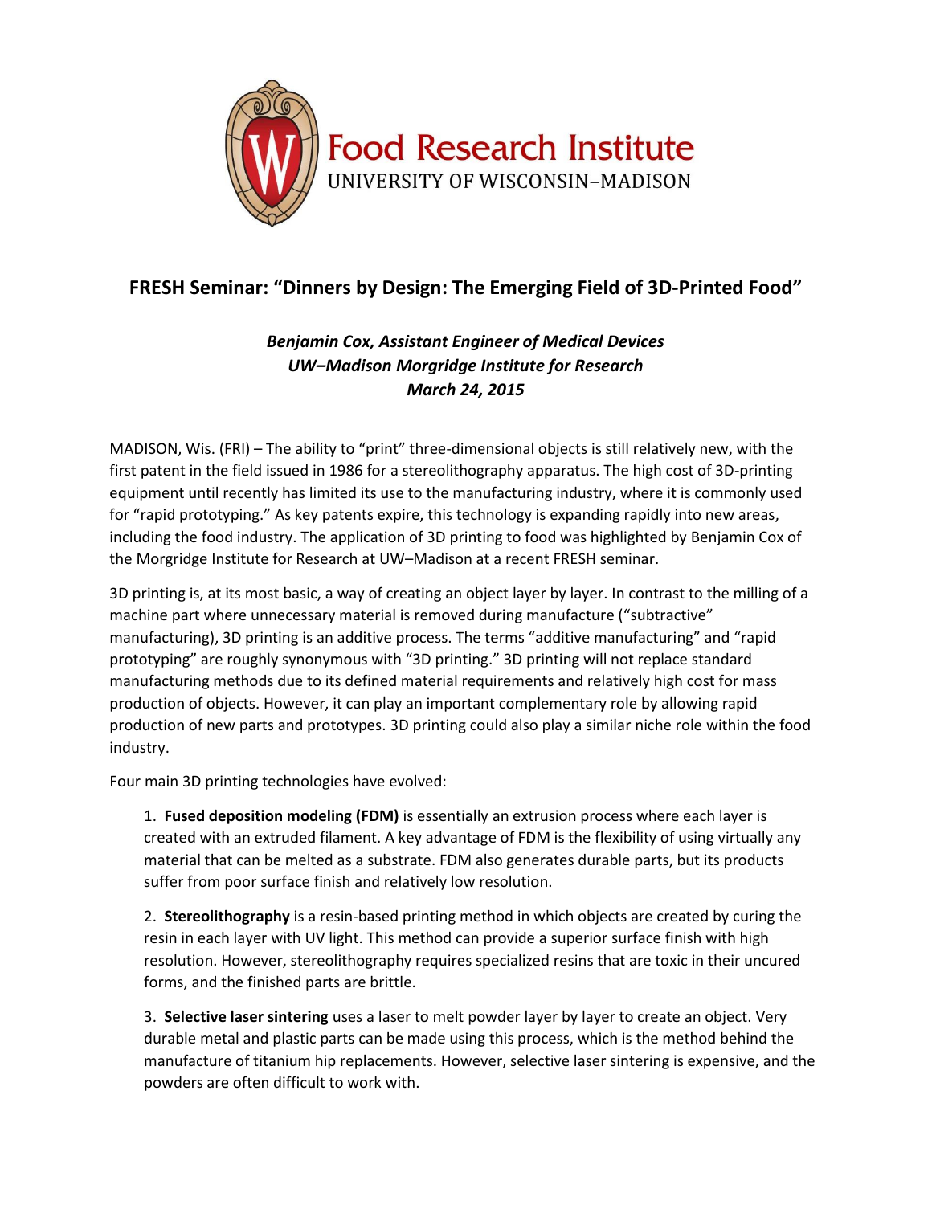Food Research Institute
UNIVERSITY OF WISCONSIN–MADISON

## FRESH Seminar: "Dinners by Design: The Emerging Field of 3D-Printed Food"

***Benjamin Cox, Assistant Engineer of Medical Devices***
***UW–Madison Morgridge Institute for Research***
***March 24, 2015***

MADISON, Wis. (FRI) – The ability to "print" three-dimensional objects is still relatively new, with the first patent in the field issued in 1986 for a stereolithography apparatus. The high cost of 3D-printing equipment until recently has limited its use to the manufacturing industry, where it is commonly used for "rapid prototyping." As key patents expire, this technology is expanding rapidly into new areas, including the food industry. The application of 3D printing to food was highlighted by Benjamin Cox of the Morgridge Institute for Research at UW–Madison at a recent FRESH seminar.

3D printing is, at its most basic, a way of creating an object layer by layer. In contrast to the milling of a machine part where unnecessary material is removed during manufacture ("subtractive" manufacturing), 3D printing is an additive process. The terms "additive manufacturing" and "rapid prototyping" are roughly synonymous with "3D printing." 3D printing will not replace standard manufacturing methods due to its defined material requirements and relatively high cost for mass production of objects. However, it can play an important complementary role by allowing rapid production of new parts and prototypes. 3D printing could also play a similar niche role within the food industry.

Four main 3D printing technologies have evolved:

1. **Fused deposition modeling (FDM)** is essentially an extrusion process where each layer is created with an extruded filament. A key advantage of FDM is the flexibility of using virtually any material that can be melted as a substrate. FDM also generates durable parts, but its products suffer from poor surface finish and relatively low resolution.

2. **Stereolithography** is a resin-based printing method in which objects are created by curing the resin in each layer with UV light. This method can provide a superior surface finish with high resolution. However, stereolithography requires specialized resins that are toxic in their uncured forms, and the finished parts are brittle.

3. **Selective laser sintering** uses a laser to melt powder layer by layer to create an object. Very durable metal and plastic parts can be made using this process, which is the method behind the manufacture of titanium hip replacements. However, selective laser sintering is expensive, and the powders are often difficult to work with.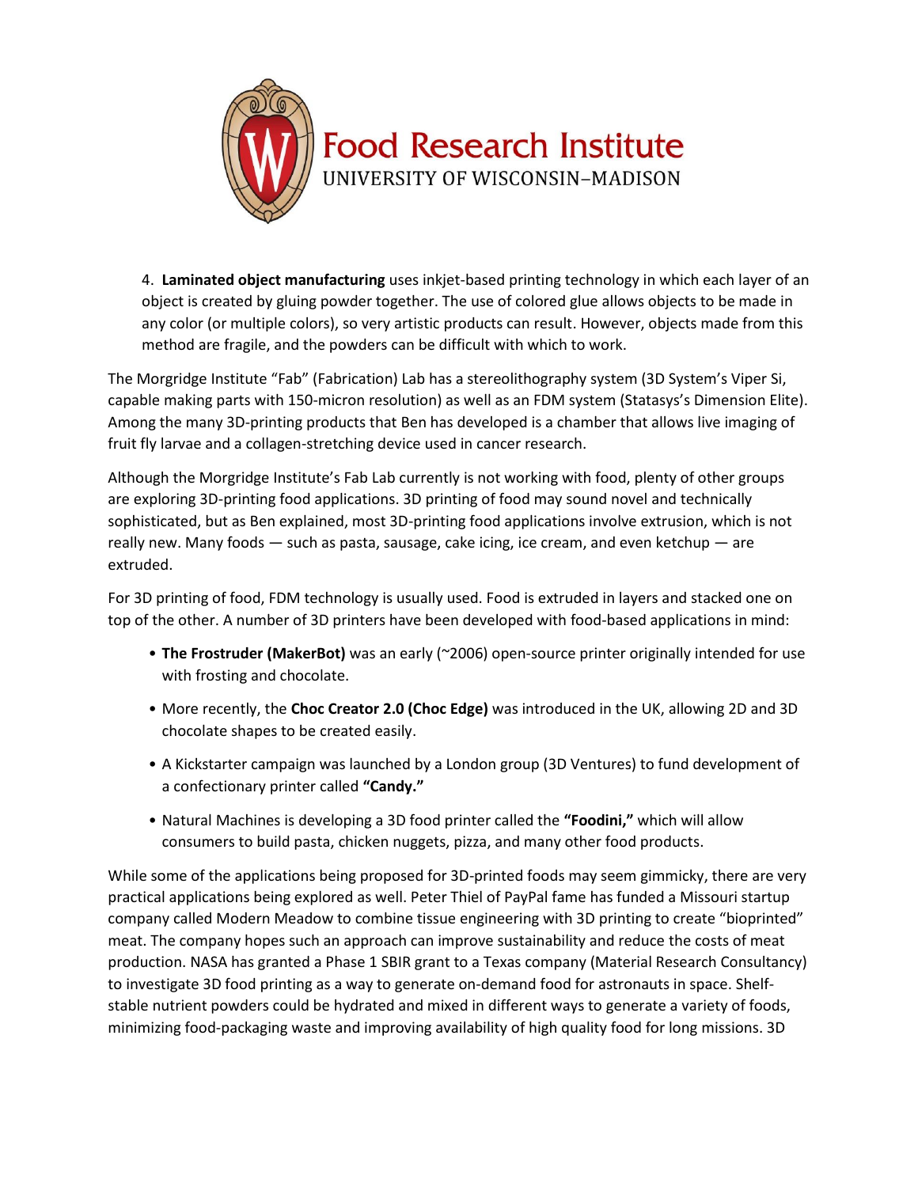4. **Laminated object manufacturing** uses inkjet-based printing technology in which each layer of an object is created by gluing powder together. The use of colored glue allows objects to be made in any color (or multiple colors), so very artistic products can result. However, objects made from this method are fragile, and the powders can be difficult with which to work.

The Morgridge Institute "Fab" (Fabrication) Lab has a stereolithography system (3D System's Viper Si, capable making parts with 150-micron resolution) as well as an FDM system (Statasys's Dimension Elite). Among the many 3D-printing products that Ben has developed is a chamber that allows live imaging of fruit fly larvae and a collagen-stretching device used in cancer research.

Although the Morgridge Institute's Fab Lab currently is not working with food, plenty of other groups are exploring 3D-printing food applications. 3D printing of food may sound novel and technically sophisticated, but as Ben explained, most 3D-printing food applications involve extrusion, which is not really new. Many foods — such as pasta, sausage, cake icing, ice cream, and even ketchup — are extruded.

For 3D printing of food, FDM technology is usually used. Food is extruded in layers and stacked one on top of the other. A number of 3D printers have been developed with food-based applications in mind:

- **The Frostruder (MakerBot)** was an early (~2006) open-source printer originally intended for use with frosting and chocolate.
- More recently, the **Choc Creator 2.0 (Choc Edge)** was introduced in the UK, allowing 2D and 3D chocolate shapes to be created easily.
- A Kickstarter campaign was launched by a London group (3D Ventures) to fund development of a confectionary printer called **"Candy."**
- Natural Machines is developing a 3D food printer called the **"Foodini,"** which will allow consumers to build pasta, chicken nuggets, pizza, and many other food products.

While some of the applications being proposed for 3D-printed foods may seem gimmicky, there are very practical applications being explored as well. Peter Thiel of PayPal fame has funded a Missouri startup company called Modern Meadow to combine tissue engineering with 3D printing to create "bioprinted" meat. The company hopes such an approach can improve sustainability and reduce the costs of meat production. NASA has granted a Phase 1 SBIR grant to a Texas company (Material Research Consultancy) to investigate 3D food printing as a way to generate on-demand food for astronauts in space. Shelf-stable nutrient powders could be hydrated and mixed in different ways to generate a variety of foods, minimizing food-packaging waste and improving availability of high quality food for long missions. 3D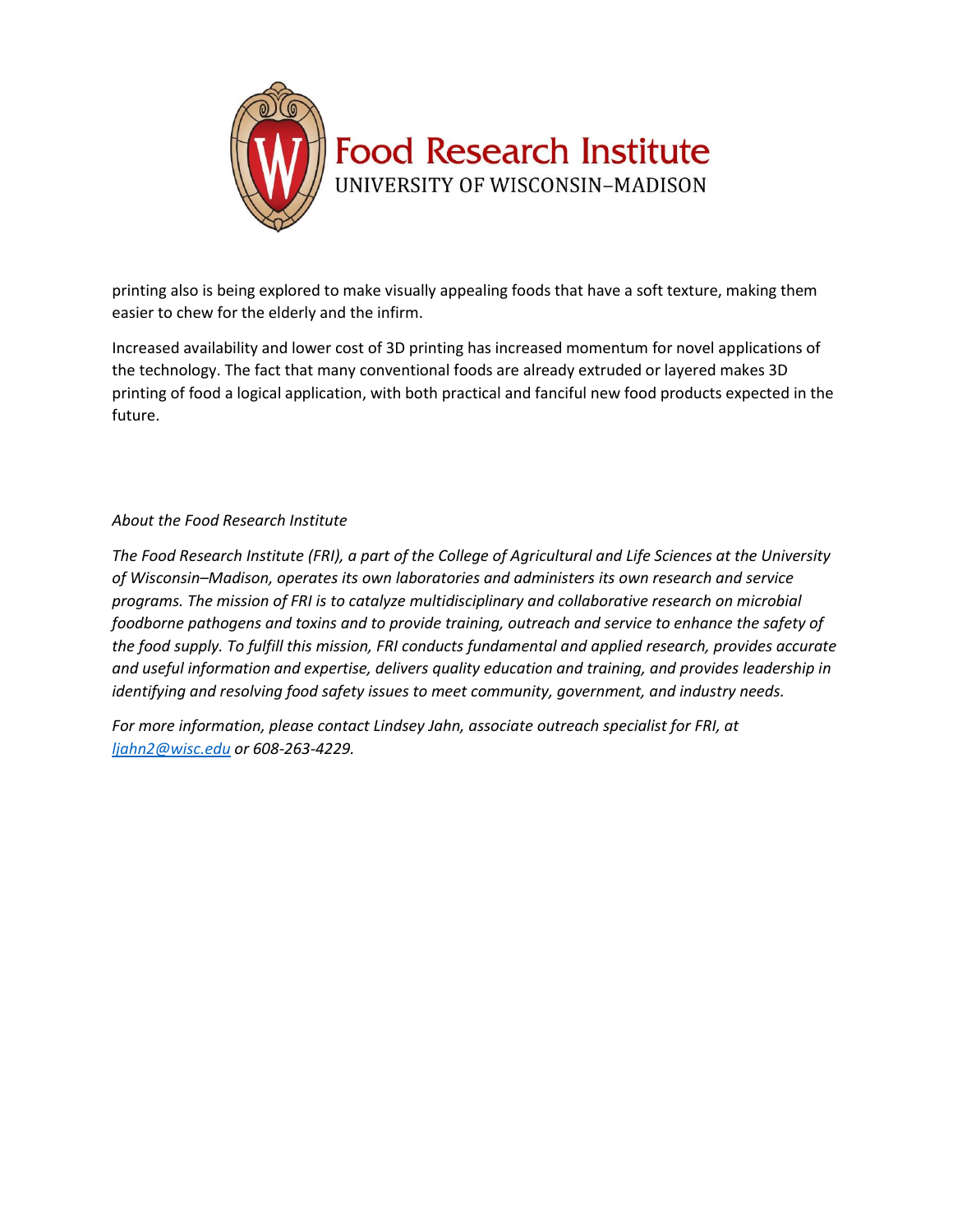printing also is being explored to make visually appealing foods that have a soft texture, making them easier to chew for the elderly and the infirm.

Increased availability and lower cost of 3D printing has increased momentum for novel applications of the technology. The fact that many conventional foods are already extruded or layered makes 3D printing of food a logical application, with both practical and fanciful new food products expected in the future.

*About the Food Research Institute*

*The Food Research Institute (FRI), a part of the College of Agricultural and Life Sciences at the University of Wisconsin–Madison, operates its own laboratories and administers its own research and service programs. The mission of FRI is to catalyze multidisciplinary and collaborative research on microbial foodborne pathogens and toxins and to provide training, outreach and service to enhance the safety of the food supply. To fulfill this mission, FRI conducts fundamental and applied research, provides accurate and useful information and expertise, delivers quality education and training, and provides leadership in identifying and resolving food safety issues to meet community, government, and industry needs.*

*For more information, please contact Lindsey Jahn, associate outreach specialist for FRI, at [ljahn2@wisc.edu](mailto:ljahn2@wisc.edu) or 608-263-4229.*